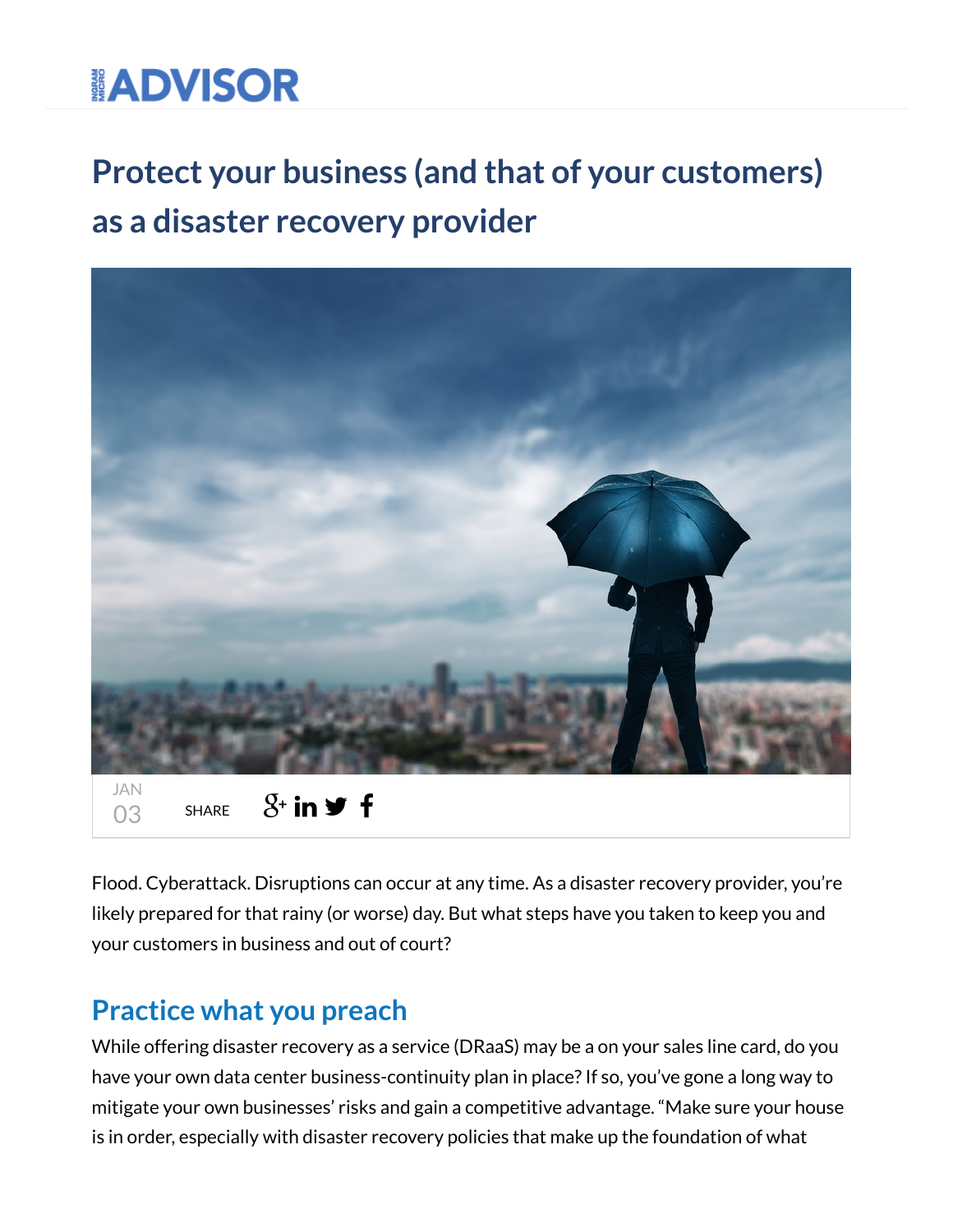# ADVISOR

# Protect your business (and that of your customers) as a disaster recovery provider

JAN 03 SHARE

Flood. Cyberattack. Disruptions can occur at any time. As a disaster recovery provider, you're likely prepared for that rainy (or worse) day. But what steps have you taken to keep you and your customers in business and out of court?

## Practice what you preach

While offering disaster recovery as a service (DRaaS) may be a on your sales line card, do you have your own data center business-continuity plan in place? If so, you've gone a long way to mitigate your own businesses' risks and gain a competitive advantage. "Make sure your house is in order, especially with disaster recovery policies that make up the foundation of what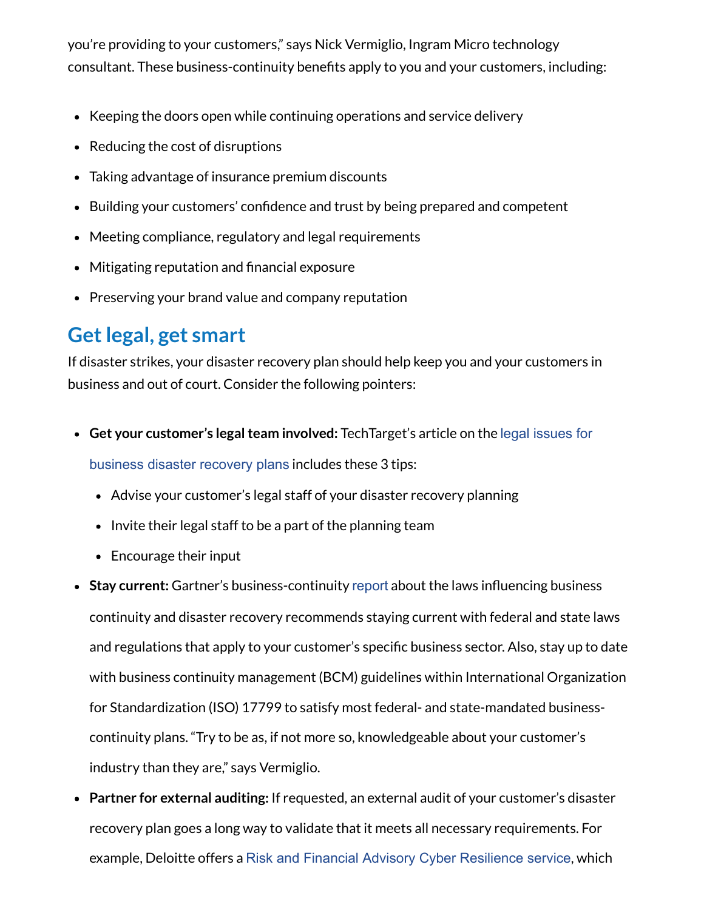you're providing to your customers," says Nick Vermiglio, Ingram Micro technology consultant. These business-continuity benefits apply to you and your customers, including:

- Keeping the doors open while continuing operations and service delivery
- Reducing the cost of disruptions
- Taking advantage of insurance premium discounts
- Building your customers' confidence and trust by being prepared and competent
- Meeting compliance, regulatory and legal requirements
- Mitigating reputation and financial exposure
- Preserving your brand value and company reputation

## Get legal, get smart

If disaster strikes, your disaster recovery plan should help keep you and your customers in business and out of court. Consider the following pointers:

- **Get your customer's legal team involved:** TechTarget's article on the legal issues for business disaster recovery plans includes these 3 tips:
  - Advise your customer's legal staff of your disaster recovery planning
  - Invite their legal staff to be a part of the planning team
  - Encourage their input
- **Stay current:** Gartner's business-continuity report about the laws influencing business continuity and disaster recovery recommends staying current with federal and state laws and regulations that apply to your customer's specific business sector. Also, stay up to date with business continuity management (BCM) guidelines within International Organization for Standardization (ISO) 17799 to satisfy most federal- and state-mandated business-continuity plans. "Try to be as, if not more so, knowledgeable about your customer's industry than they are," says Vermiglio.
- **Partner for external auditing:** If requested, an external audit of your customer's disaster recovery plan goes a long way to validate that it meets all necessary requirements. For example, Deloitte offers a Risk and Financial Advisory Cyber Resilience service, which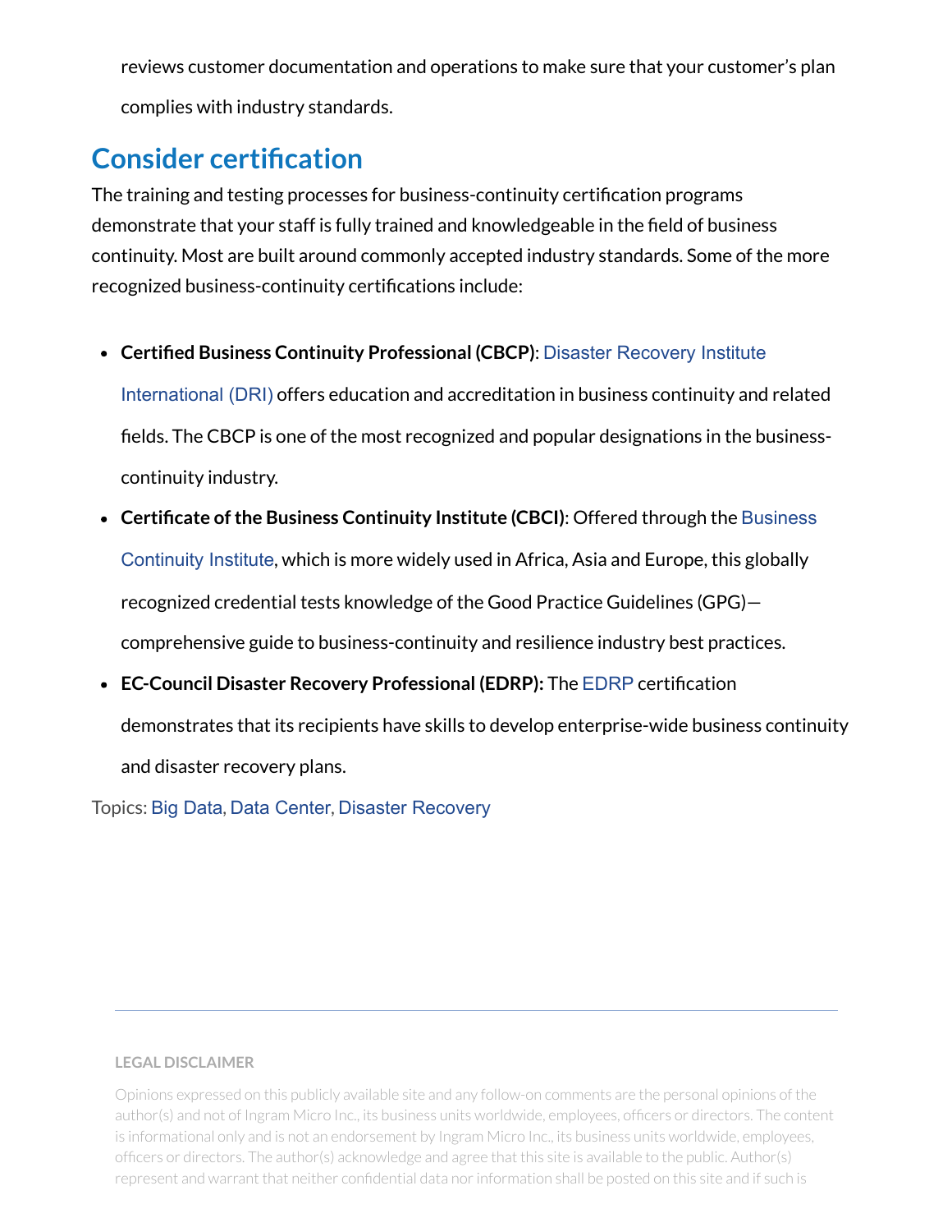reviews customer documentation and operations to make sure that your customer's plan complies with industry standards.

## Consider certification

The training and testing processes for business-continuity certification programs demonstrate that your staff is fully trained and knowledgeable in the field of business continuity. Most are built around commonly accepted industry standards. Some of the more recognized business-continuity certifications include:

- **Certified Business Continuity Professional (CBCP)**: Disaster Recovery Institute International (DRI) offers education and accreditation in business continuity and related fields. The CBCP is one of the most recognized and popular designations in the business-continuity industry.
- **Certificate of the Business Continuity Institute (CBCI)**: Offered through the Business Continuity Institute, which is more widely used in Africa, Asia and Europe, this globally recognized credential tests knowledge of the Good Practice Guidelines (GPG)—comprehensive guide to business-continuity and resilience industry best practices.
- **EC-Council Disaster Recovery Professional (EDRP):** The EDRP certification demonstrates that its recipients have skills to develop enterprise-wide business continuity and disaster recovery plans.

Topics: Big Data, Data Center, Disaster Recovery

---

**LEGAL DISCLAIMER**

Opinions expressed on this publicly available site and any follow-on comments are the personal opinions of the author(s) and not of Ingram Micro Inc., its business units worldwide, employees, officers or directors. The content is informational only and is not an endorsement by Ingram Micro Inc., its business units worldwide, employees, officers or directors. The author(s) acknowledge and agree that this site is available to the public. Author(s) represent and warrant that neither confidential data nor information shall be posted on this site and if such is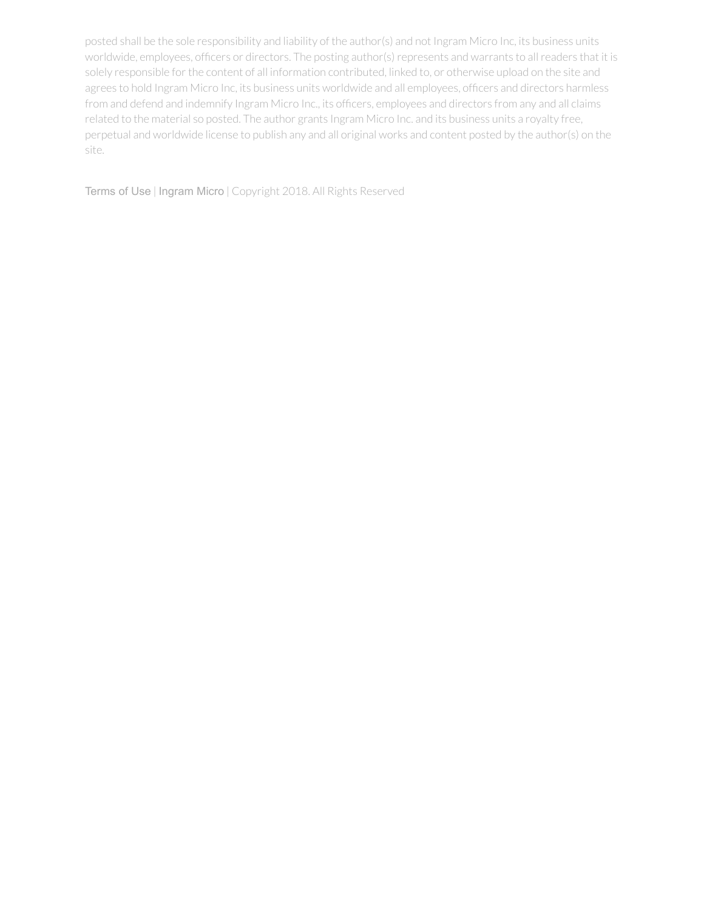posted shall be the sole responsibility and liability of the author(s) and not Ingram Micro Inc, its business units worldwide, employees, officers or directors. The posting author(s) represents and warrants to all readers that it is solely responsible for the content of all information contributed, linked to, or otherwise upload on the site and agrees to hold Ingram Micro Inc, its business units worldwide and all employees, officers and directors harmless from and defend and indemnify Ingram Micro Inc., its officers, employees and directors from any and all claims related to the material so posted. The author grants Ingram Micro Inc. and its business units a royalty free, perpetual and worldwide license to publish any and all original works and content posted by the author(s) on the site.

Terms of Use | Ingram Micro | Copyright 2018. All Rights Reserved